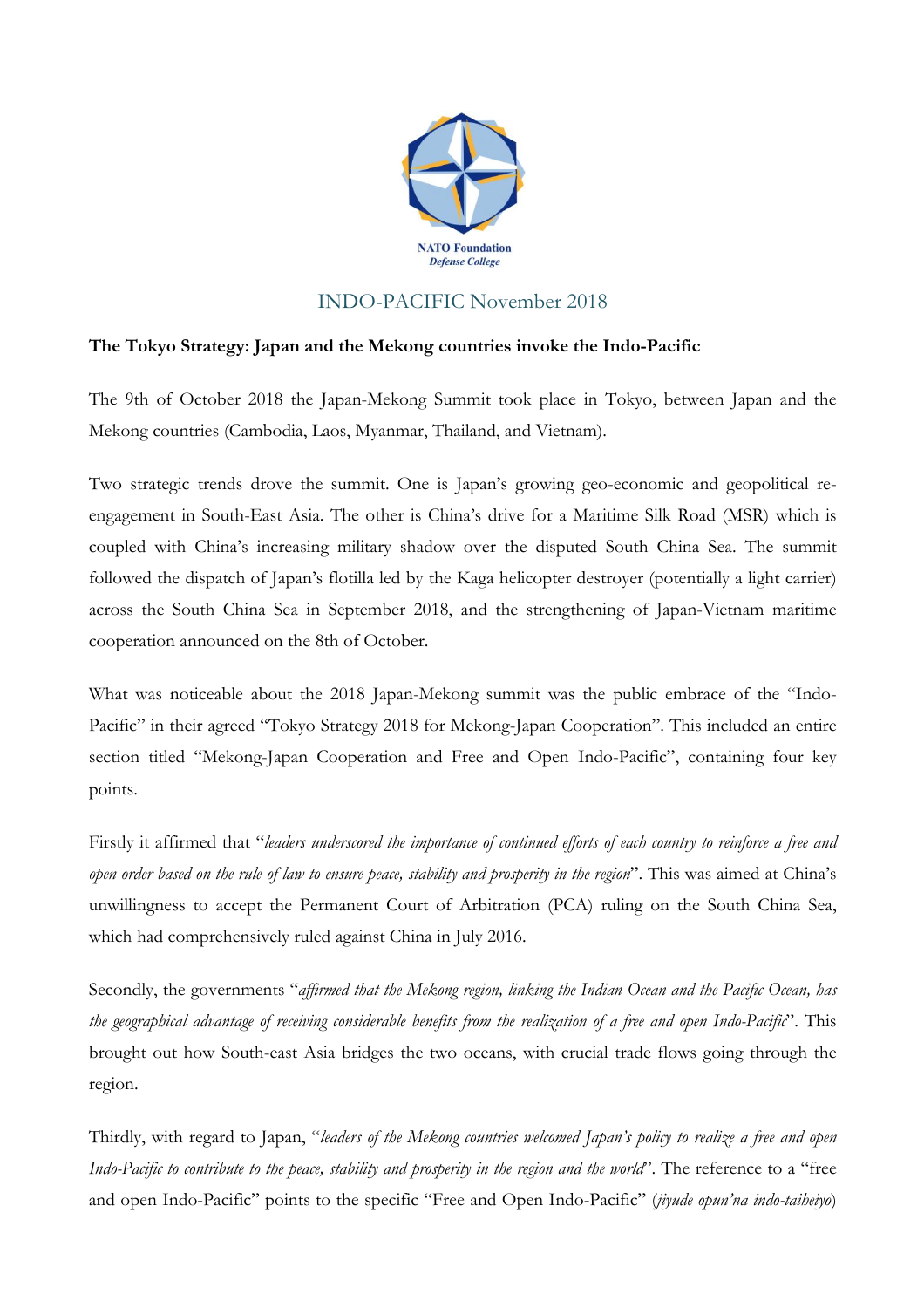NATO Foundation
*Defense College*

# INDO-PACIFIC November 2018

**The Tokyo Strategy: Japan and the Mekong countries invoke the Indo-Pacific**

The 9th of October 2018 the Japan-Mekong Summit took place in Tokyo, between Japan and the Mekong countries (Cambodia, Laos, Myanmar, Thailand, and Vietnam).

Two strategic trends drove the summit. One is Japan's growing geo-economic and geopolitical re-engagement in South-East Asia. The other is China's drive for a Maritime Silk Road (MSR) which is coupled with China's increasing military shadow over the disputed South China Sea. The summit followed the dispatch of Japan's flotilla led by the Kaga helicopter destroyer (potentially a light carrier) across the South China Sea in September 2018, and the strengthening of Japan-Vietnam maritime cooperation announced on the 8th of October.

What was noticeable about the 2018 Japan-Mekong summit was the public embrace of the "Indo-Pacific" in their agreed "Tokyo Strategy 2018 for Mekong-Japan Cooperation". This included an entire section titled "Mekong-Japan Cooperation and Free and Open Indo-Pacific", containing four key points.

Firstly it affirmed that "*leaders underscored the importance of continued efforts of each country to reinforce a free and open order based on the rule of law to ensure peace, stability and prosperity in the region*". This was aimed at China's unwillingness to accept the Permanent Court of Arbitration (PCA) ruling on the South China Sea, which had comprehensively ruled against China in July 2016.

Secondly, the governments "*affirmed that the Mekong region, linking the Indian Ocean and the Pacific Ocean, has the geographical advantage of receiving considerable benefits from the realization of a free and open Indo-Pacific*". This brought out how South-east Asia bridges the two oceans, with crucial trade flows going through the region.

Thirdly, with regard to Japan, "*leaders of the Mekong countries welcomed Japan's policy to realize a free and open Indo-Pacific to contribute to the peace, stability and prosperity in the region and the world*". The reference to a "free and open Indo-Pacific" points to the specific "Free and Open Indo-Pacific" (*jiyude opun'na indo-taiheiyo*)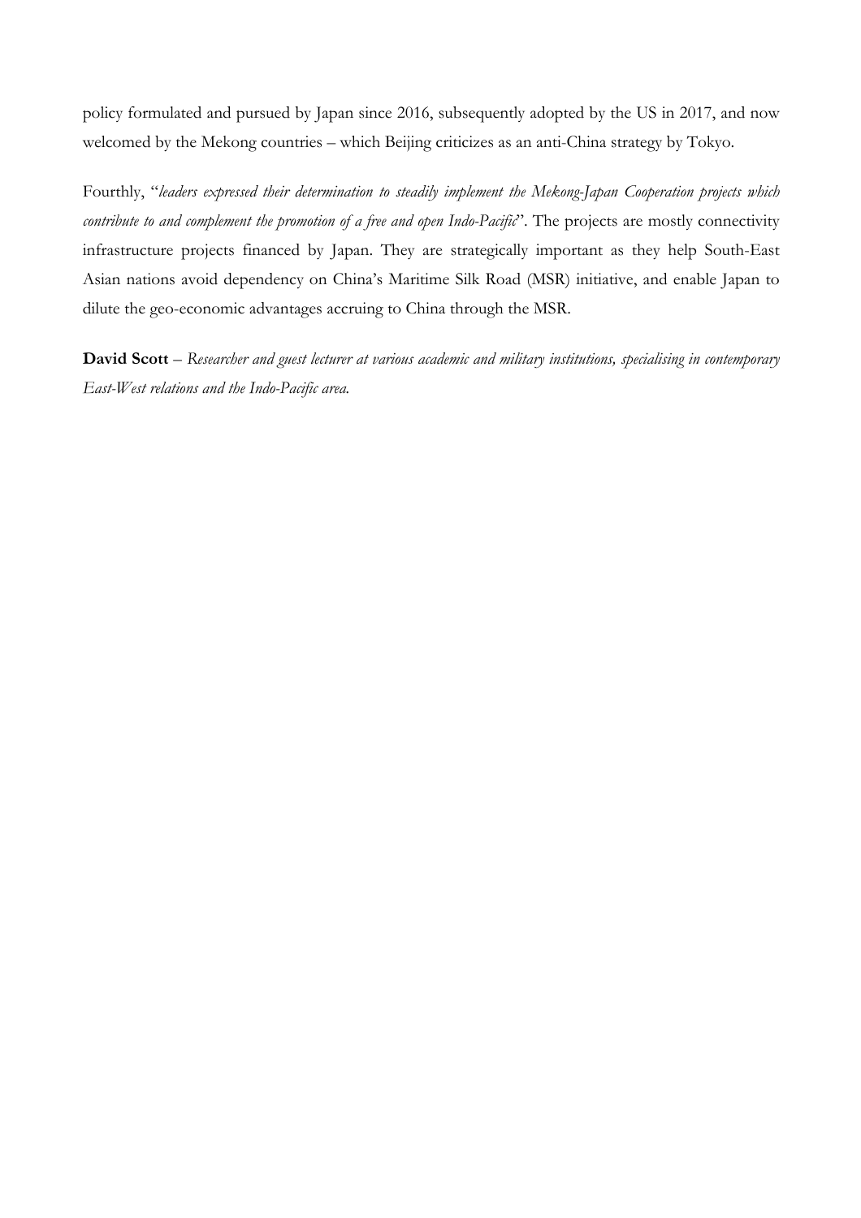policy formulated and pursued by Japan since 2016, subsequently adopted by the US in 2017, and now welcomed by the Mekong countries – which Beijing criticizes as an anti-China strategy by Tokyo.

Fourthly, "*leaders expressed their determination to steadily implement the Mekong-Japan Cooperation projects which contribute to and complement the promotion of a free and open Indo-Pacific*". The projects are mostly connectivity infrastructure projects financed by Japan. They are strategically important as they help South-East Asian nations avoid dependency on China's Maritime Silk Road (MSR) initiative, and enable Japan to dilute the geo-economic advantages accruing to China through the MSR.

**David Scott** – *Researcher and guest lecturer at various academic and military institutions, specialising in contemporary East-West relations and the Indo-Pacific area.*